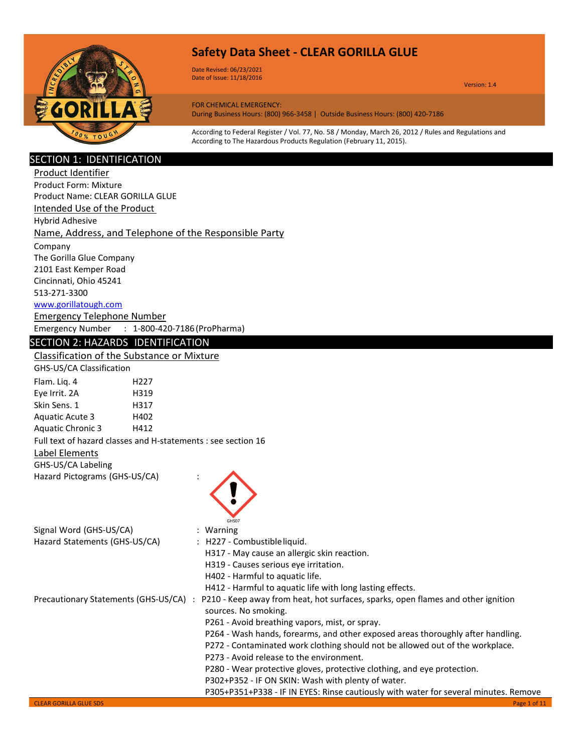# Safety Data Sheet - CLEAR GORILLA GLUE

Date Revised: 06/23/2021
Date of Issue: 11/18/2016

Version: 1.4

FOR CHEMICAL EMERGENCY:
During Business Hours: (800) 966-3458 | Outside Business Hours: (800) 420-7186

According to Federal Register / Vol. 77, No. 58 / Monday, March 26, 2012 / Rules and Regulations and According to The Hazardous Products Regulation (February 11, 2015).

## SECTION 1: IDENTIFICATION

### Product Identifier

Product Form: Mixture

Product Name: CLEAR GORILLA GLUE

### Intended Use of the Product

Hybrid Adhesive

### Name, Address, and Telephone of the Responsible Party

Company
The Gorilla Glue Company
2101 East Kemper Road
Cincinnati, Ohio 45241
513-271-3300
www.gorillatough.com

### Emergency Telephone Number

Emergency Number : 1-800-420-7186 (ProPharma)

## SECTION 2: HAZARDS IDENTIFICATION

### Classification of the Substance or Mixture

GHS-US/CA Classification

| | |
|---|---|
| Flam. Liq. 4 | H227 |
| Eye Irrit. 2A | H319 |
| Skin Sens. 1 | H317 |
| Aquatic Acute 3 | H402 |
| Aquatic Chronic 3 | H412 |

Full text of hazard classes and H-statements : see section 16

### Label Elements

GHS-US/CA Labeling

Hazard Pictograms (GHS-US/CA) :

GHS07

Signal Word (GHS-US/CA) : Warning

Hazard Statements (GHS-US/CA) :
- H227 - Combustible liquid.
- H317 - May cause an allergic skin reaction.
- H319 - Causes serious eye irritation.
- H402 - Harmful to aquatic life.
- H412 - Harmful to aquatic life with long lasting effects.

Precautionary Statements (GHS-US/CA) :
- P210 - Keep away from heat, hot surfaces, sparks, open flames and other ignition sources. No smoking.
- P261 - Avoid breathing vapors, mist, or spray.
- P264 - Wash hands, forearms, and other exposed areas thoroughly after handling.
- P272 - Contaminated work clothing should not be allowed out of the workplace.
- P273 - Avoid release to the environment.
- P280 - Wear protective gloves, protective clothing, and eye protection.
- P302+P352 - IF ON SKIN: Wash with plenty of water.
- P305+P351+P338 - IF IN EYES: Rinse cautiously with water for several minutes. Remove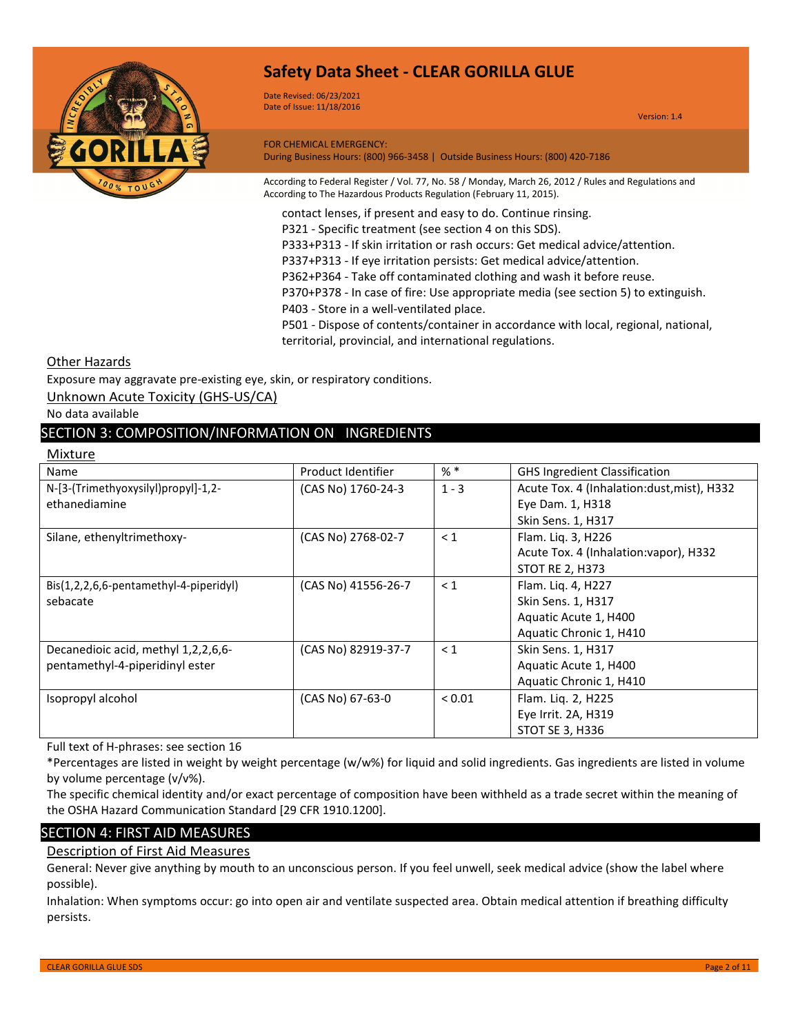contact lenses, if present and easy to do. Continue rinsing.
P321 - Specific treatment (see section 4 on this SDS).
P333+P313 - If skin irritation or rash occurs: Get medical advice/attention.
P337+P313 - If eye irritation persists: Get medical advice/attention.
P362+P364 - Take off contaminated clothing and wash it before reuse.
P370+P378 - In case of fire: Use appropriate media (see section 5) to extinguish.
P403 - Store in a well-ventilated place.
P501 - Dispose of contents/container in accordance with local, regional, national, territorial, provincial, and international regulations.

### Other Hazards

Exposure may aggravate pre-existing eye, skin, or respiratory conditions.

### Unknown Acute Toxicity (GHS-US/CA)

No data available

## SECTION 3: COMPOSITION/INFORMATION ON INGREDIENTS

### Mixture

| Name | Product Identifier | % * | GHS Ingredient Classification |
|---|---|---|---|
| N-[3-(Trimethyoxysilyl)propyl]-1,2-ethanediamine | (CAS No) 1760-24-3 | 1 - 3 | Acute Tox. 4 (Inhalation:dust,mist), H332<br>Eye Dam. 1, H318<br>Skin Sens. 1, H317 |
| Silane, ethenyltrimethoxy- | (CAS No) 2768-02-7 | < 1 | Flam. Liq. 3, H226<br>Acute Tox. 4 (Inhalation:vapor), H332<br>STOT RE 2, H373 |
| Bis(1,2,2,6,6-pentamethyl-4-piperidyl) sebacate | (CAS No) 41556-26-7 | < 1 | Flam. Liq. 4, H227<br>Skin Sens. 1, H317<br>Aquatic Acute 1, H400<br>Aquatic Chronic 1, H410 |
| Decanedioic acid, methyl 1,2,2,6,6-pentamethyl-4-piperidinyl ester | (CAS No) 82919-37-7 | < 1 | Skin Sens. 1, H317<br>Aquatic Acute 1, H400<br>Aquatic Chronic 1, H410 |
| Isopropyl alcohol | (CAS No) 67-63-0 | < 0.01 | Flam. Liq. 2, H225<br>Eye Irrit. 2A, H319<br>STOT SE 3, H336 |

Full text of H-phrases: see section 16

*Percentages are listed in weight by weight percentage (w/w%) for liquid and solid ingredients. Gas ingredients are listed in volume by volume percentage (v/v%).

The specific chemical identity and/or exact percentage of composition have been withheld as a trade secret within the meaning of the OSHA Hazard Communication Standard [29 CFR 1910.1200].

## SECTION 4: FIRST AID MEASURES

### Description of First Aid Measures

General: Never give anything by mouth to an unconscious person. If you feel unwell, seek medical advice (show the label where possible).

Inhalation: When symptoms occur: go into open air and ventilate suspected area. Obtain medical attention if breathing difficulty persists.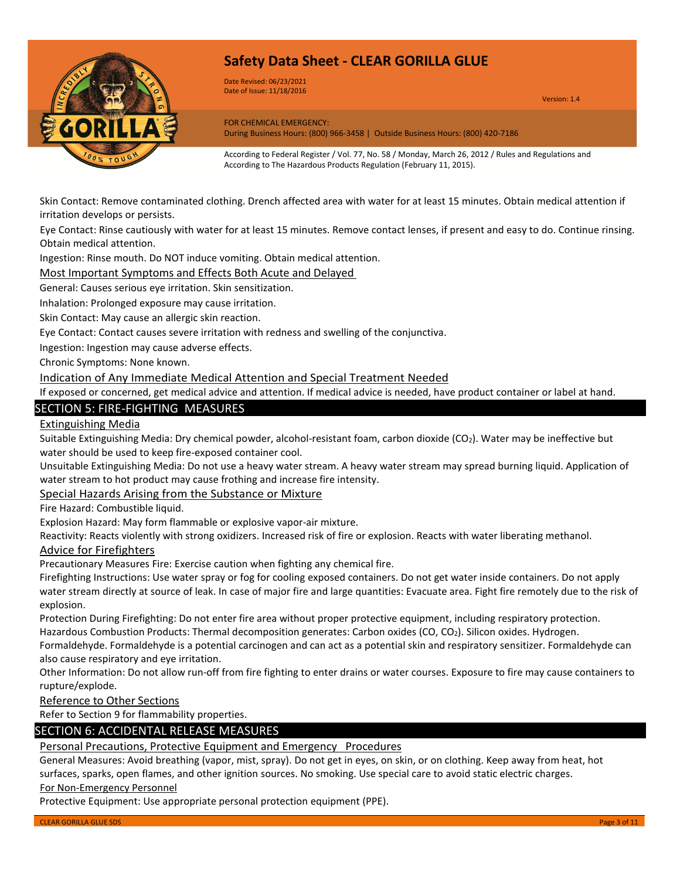Skin Contact: Remove contaminated clothing. Drench affected area with water for at least 15 minutes. Obtain medical attention if irritation develops or persists.

Eye Contact: Rinse cautiously with water for at least 15 minutes. Remove contact lenses, if present and easy to do. Continue rinsing. Obtain medical attention.

Ingestion: Rinse mouth. Do NOT induce vomiting. Obtain medical attention.

### Most Important Symptoms and Effects Both Acute and Delayed

General: Causes serious eye irritation. Skin sensitization.

Inhalation: Prolonged exposure may cause irritation.

Skin Contact: May cause an allergic skin reaction.

Eye Contact: Contact causes severe irritation with redness and swelling of the conjunctiva.

Ingestion: Ingestion may cause adverse effects.

Chronic Symptoms: None known.

### Indication of Any Immediate Medical Attention and Special Treatment Needed

If exposed or concerned, get medical advice and attention. If medical advice is needed, have product container or label at hand.

## SECTION 5: FIRE-FIGHTING MEASURES

### Extinguishing Media

Suitable Extinguishing Media: Dry chemical powder, alcohol-resistant foam, carbon dioxide ($CO_2$). Water may be ineffective but water should be used to keep fire-exposed container cool.

Unsuitable Extinguishing Media: Do not use a heavy water stream. A heavy water stream may spread burning liquid. Application of water stream to hot product may cause frothing and increase fire intensity.

### Special Hazards Arising from the Substance or Mixture

Fire Hazard: Combustible liquid.

Explosion Hazard: May form flammable or explosive vapor-air mixture.

Reactivity: Reacts violently with strong oxidizers. Increased risk of fire or explosion. Reacts with water liberating methanol.

### Advice for Firefighters

Precautionary Measures Fire: Exercise caution when fighting any chemical fire.

Firefighting Instructions: Use water spray or fog for cooling exposed containers. Do not get water inside containers. Do not apply water stream directly at source of leak. In case of major fire and large quantities: Evacuate area. Fight fire remotely due to the risk of explosion.

Protection During Firefighting: Do not enter fire area without proper protective equipment, including respiratory protection.

Hazardous Combustion Products: Thermal decomposition generates: Carbon oxides (CO, $CO_2$). Silicon oxides. Hydrogen. Formaldehyde. Formaldehyde is a potential carcinogen and can act as a potential skin and respiratory sensitizer. Formaldehyde can also cause respiratory and eye irritation.

Other Information: Do not allow run-off from fire fighting to enter drains or water courses. Exposure to fire may cause containers to rupture/explode.

### Reference to Other Sections

Refer to Section 9 for flammability properties.

## SECTION 6: ACCIDENTAL RELEASE MEASURES

### Personal Precautions, Protective Equipment and Emergency Procedures

General Measures: Avoid breathing (vapor, mist, spray). Do not get in eyes, on skin, or on clothing. Keep away from heat, hot surfaces, sparks, open flames, and other ignition sources. No smoking. Use special care to avoid static electric charges.

#### For Non-Emergency Personnel

Protective Equipment: Use appropriate personal protection equipment (PPE).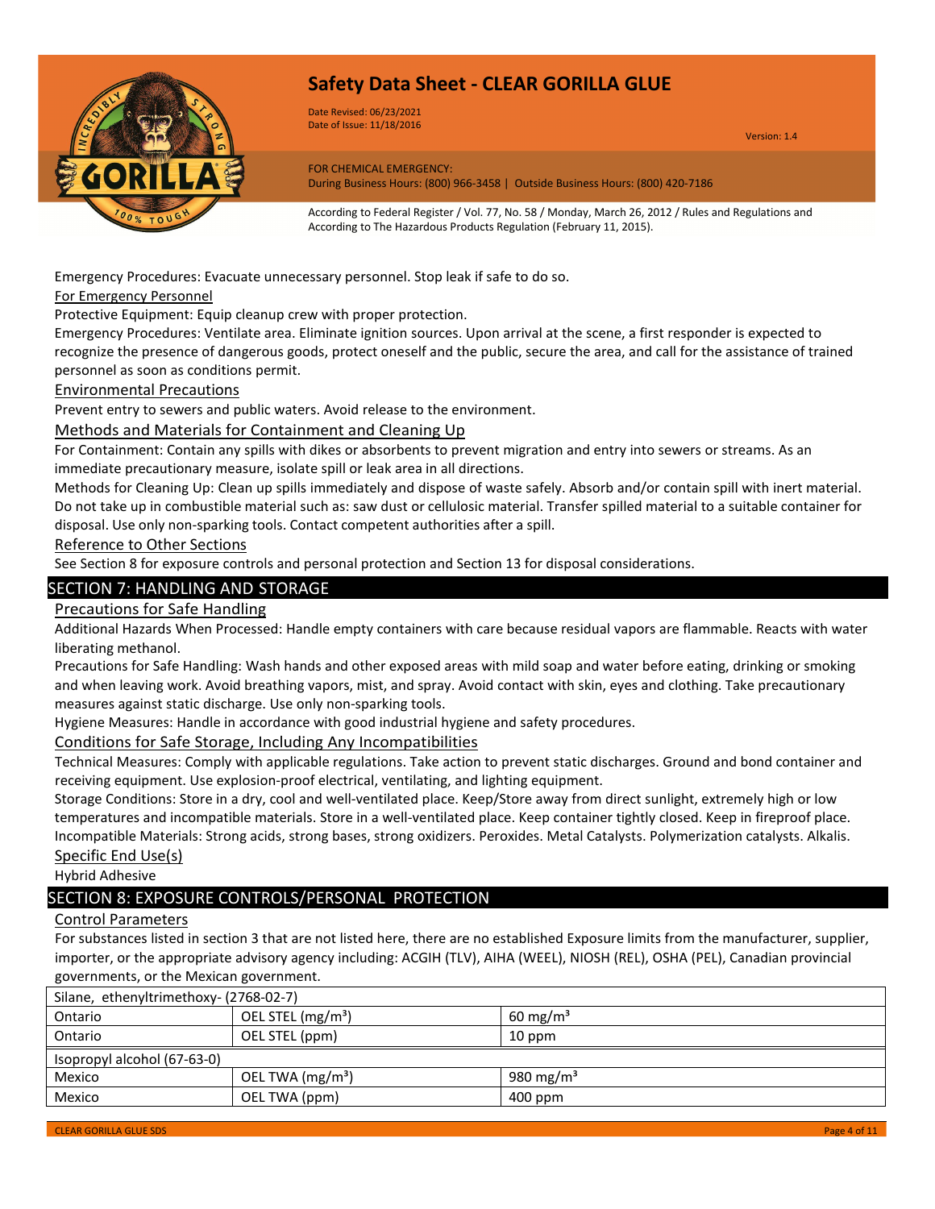Emergency Procedures: Evacuate unnecessary personnel. Stop leak if safe to do so.

For Emergency Personnel

Protective Equipment: Equip cleanup crew with proper protection.

Emergency Procedures: Ventilate area. Eliminate ignition sources. Upon arrival at the scene, a first responder is expected to recognize the presence of dangerous goods, protect oneself and the public, secure the area, and call for the assistance of trained personnel as soon as conditions permit.

Environmental Precautions

Prevent entry to sewers and public waters. Avoid release to the environment.

Methods and Materials for Containment and Cleaning Up

For Containment: Contain any spills with dikes or absorbents to prevent migration and entry into sewers or streams. As an immediate precautionary measure, isolate spill or leak area in all directions.

Methods for Cleaning Up: Clean up spills immediately and dispose of waste safely. Absorb and/or contain spill with inert material. Do not take up in combustible material such as: saw dust or cellulosic material. Transfer spilled material to a suitable container for disposal. Use only non-sparking tools. Contact competent authorities after a spill.

Reference to Other Sections

See Section 8 for exposure controls and personal protection and Section 13 for disposal considerations.

## SECTION 7: HANDLING AND STORAGE

Precautions for Safe Handling

Additional Hazards When Processed: Handle empty containers with care because residual vapors are flammable. Reacts with water liberating methanol.

Precautions for Safe Handling: Wash hands and other exposed areas with mild soap and water before eating, drinking or smoking and when leaving work. Avoid breathing vapors, mist, and spray. Avoid contact with skin, eyes and clothing. Take precautionary measures against static discharge. Use only non-sparking tools.

Hygiene Measures: Handle in accordance with good industrial hygiene and safety procedures.

Conditions for Safe Storage, Including Any Incompatibilities

Technical Measures: Comply with applicable regulations. Take action to prevent static discharges. Ground and bond container and receiving equipment. Use explosion-proof electrical, ventilating, and lighting equipment.

Storage Conditions: Store in a dry, cool and well-ventilated place. Keep/Store away from direct sunlight, extremely high or low temperatures and incompatible materials. Store in a well-ventilated place. Keep container tightly closed. Keep in fireproof place.

Incompatible Materials: Strong acids, strong bases, strong oxidizers. Peroxides. Metal Catalysts. Polymerization catalysts. Alkalis.

Specific End Use(s)

Hybrid Adhesive

## SECTION 8: EXPOSURE CONTROLS/PERSONAL PROTECTION

Control Parameters

For substances listed in section 3 that are not listed here, there are no established Exposure limits from the manufacturer, supplier, importer, or the appropriate advisory agency including: ACGIH (TLV), AIHA (WEEL), NIOSH (REL), OSHA (PEL), Canadian provincial governments, or the Mexican government.

| Silane, ethenyltrimethoxy- (2768-02-7) | | |
|---|---|---|
| Ontario | OEL STEL ($mg/m^3$) | 60 $mg/m^3$ |
| Ontario | OEL STEL (ppm) | 10 ppm |
| **Isopropyl alcohol (67-63-0)** | | |
| Mexico | OEL TWA ($mg/m^3$) | 980 $mg/m^3$ |
| Mexico | OEL TWA (ppm) | 400 ppm |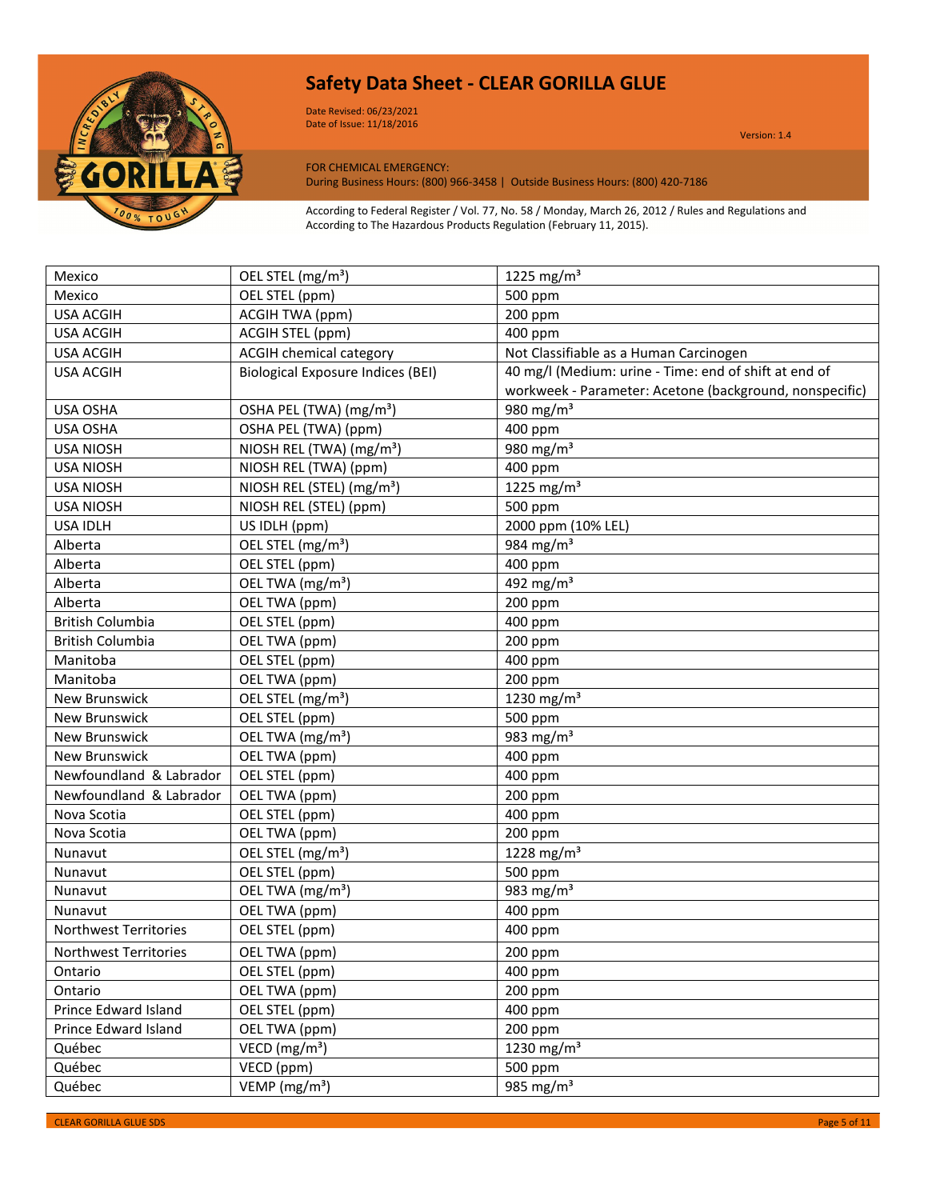| | | |
|---|---|---|
| Mexico | OEL STEL (mg/m³) | 1225 mg/m³ |
| Mexico | OEL STEL (ppm) | 500 ppm |
| USA ACGIH | ACGIH TWA (ppm) | 200 ppm |
| USA ACGIH | ACGIH STEL (ppm) | 400 ppm |
| USA ACGIH | ACGIH chemical category | Not Classifiable as a Human Carcinogen |
| USA ACGIH | Biological Exposure Indices (BEI) | 40 mg/l (Medium: urine - Time: end of shift at end of workweek - Parameter: Acetone (background, nonspecific) |
| USA OSHA | OSHA PEL (TWA) (mg/m³) | 980 mg/m³ |
| USA OSHA | OSHA PEL (TWA) (ppm) | 400 ppm |
| USA NIOSH | NIOSH REL (TWA) (mg/m³) | 980 mg/m³ |
| USA NIOSH | NIOSH REL (TWA) (ppm) | 400 ppm |
| USA NIOSH | NIOSH REL (STEL) (mg/m³) | 1225 mg/m³ |
| USA NIOSH | NIOSH REL (STEL) (ppm) | 500 ppm |
| USA IDLH | US IDLH (ppm) | 2000 ppm (10% LEL) |
| Alberta | OEL STEL (mg/m³) | 984 mg/m³ |
| Alberta | OEL STEL (ppm) | 400 ppm |
| Alberta | OEL TWA (mg/m³) | 492 mg/m³ |
| Alberta | OEL TWA (ppm) | 200 ppm |
| British Columbia | OEL STEL (ppm) | 400 ppm |
| British Columbia | OEL TWA (ppm) | 200 ppm |
| Manitoba | OEL STEL (ppm) | 400 ppm |
| Manitoba | OEL TWA (ppm) | 200 ppm |
| New Brunswick | OEL STEL (mg/m³) | 1230 mg/m³ |
| New Brunswick | OEL STEL (ppm) | 500 ppm |
| New Brunswick | OEL TWA (mg/m³) | 983 mg/m³ |
| New Brunswick | OEL TWA (ppm) | 400 ppm |
| Newfoundland & Labrador | OEL STEL (ppm) | 400 ppm |
| Newfoundland & Labrador | OEL TWA (ppm) | 200 ppm |
| Nova Scotia | OEL STEL (ppm) | 400 ppm |
| Nova Scotia | OEL TWA (ppm) | 200 ppm |
| Nunavut | OEL STEL (mg/m³) | 1228 mg/m³ |
| Nunavut | OEL STEL (ppm) | 500 ppm |
| Nunavut | OEL TWA (mg/m³) | 983 mg/m³ |
| Nunavut | OEL TWA (ppm) | 400 ppm |
| Northwest Territories | OEL STEL (ppm) | 400 ppm |
| Northwest Territories | OEL TWA (ppm) | 200 ppm |
| Ontario | OEL STEL (ppm) | 400 ppm |
| Ontario | OEL TWA (ppm) | 200 ppm |
| Prince Edward Island | OEL STEL (ppm) | 400 ppm |
| Prince Edward Island | OEL TWA (ppm) | 200 ppm |
| Québec | VECD (mg/m³) | 1230 mg/m³ |
| Québec | VECD (ppm) | 500 ppm |
| Québec | VEMP (mg/m³) | 985 mg/m³ |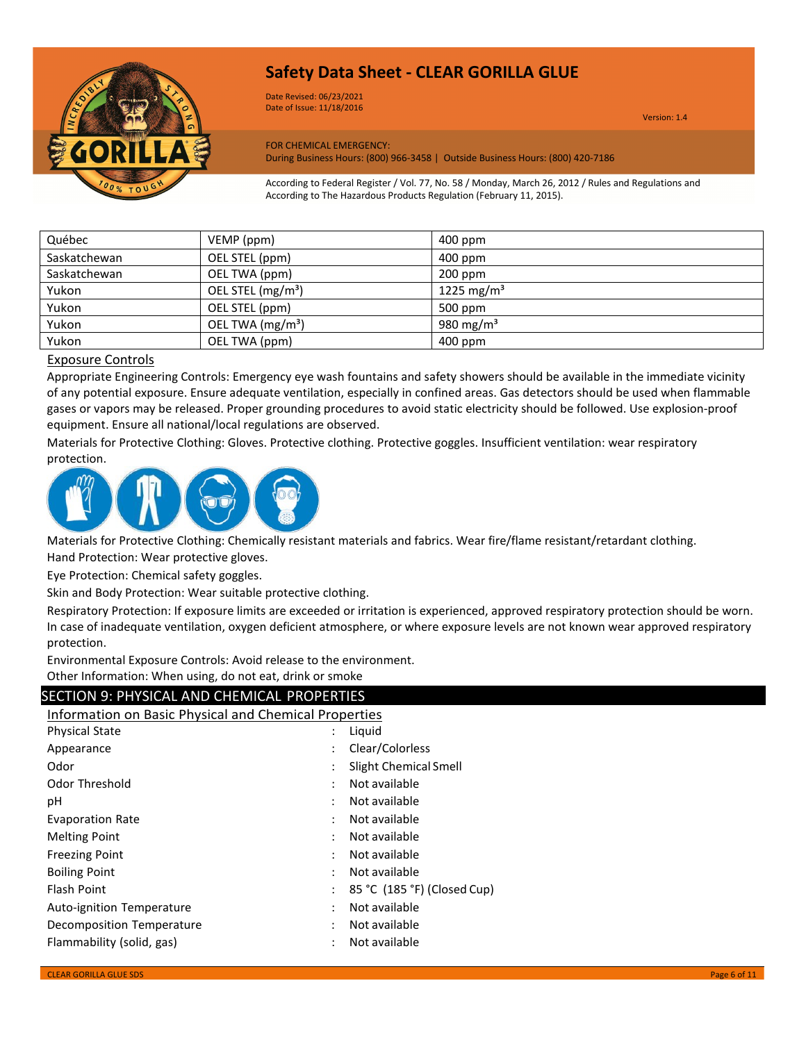| Québec | VEMP (ppm) | 400 ppm |
|---|---|---|
| Saskatchewan | OEL STEL (ppm) | 400 ppm |
| Saskatchewan | OEL TWA (ppm) | 200 ppm |
| Yukon | OEL STEL ($mg/m^3$) | 1225 $mg/m^3$ |
| Yukon | OEL STEL (ppm) | 500 ppm |
| Yukon | OEL TWA ($mg/m^3$) | 980 $mg/m^3$ |
| Yukon | OEL TWA (ppm) | 400 ppm |

### Exposure Controls

Appropriate Engineering Controls: Emergency eye wash fountains and safety showers should be available in the immediate vicinity of any potential exposure. Ensure adequate ventilation, especially in confined areas. Gas detectors should be used when flammable gases or vapors may be released. Proper grounding procedures to avoid static electricity should be followed. Use explosion-proof equipment. Ensure all national/local regulations are observed.

Materials for Protective Clothing: Gloves. Protective clothing. Protective goggles. Insufficient ventilation: wear respiratory protection.

Materials for Protective Clothing: Chemically resistant materials and fabrics. Wear fire/flame resistant/retardant clothing.

Hand Protection: Wear protective gloves.

Eye Protection: Chemical safety goggles.

Skin and Body Protection: Wear suitable protective clothing.

Respiratory Protection: If exposure limits are exceeded or irritation is experienced, approved respiratory protection should be worn. In case of inadequate ventilation, oxygen deficient atmosphere, or where exposure levels are not known wear approved respiratory protection.

Environmental Exposure Controls: Avoid release to the environment.

Other Information: When using, do not eat, drink or smoke

## SECTION 9: PHYSICAL AND CHEMICAL PROPERTIES

### Information on Basic Physical and Chemical Properties

| Property | | Value |
|---|---|---|
| Physical State | : | Liquid |
| Appearance | : | Clear/Colorless |
| Odor | : | Slight Chemical Smell |
| Odor Threshold | : | Not available |
| pH | : | Not available |
| Evaporation Rate | : | Not available |
| Melting Point | : | Not available |
| Freezing Point | : | Not available |
| Boiling Point | : | Not available |
| Flash Point | : | 85 °C (185 °F) (Closed Cup) |
| Auto-ignition Temperature | : | Not available |
| Decomposition Temperature | : | Not available |
| Flammability (solid, gas) | : | Not available |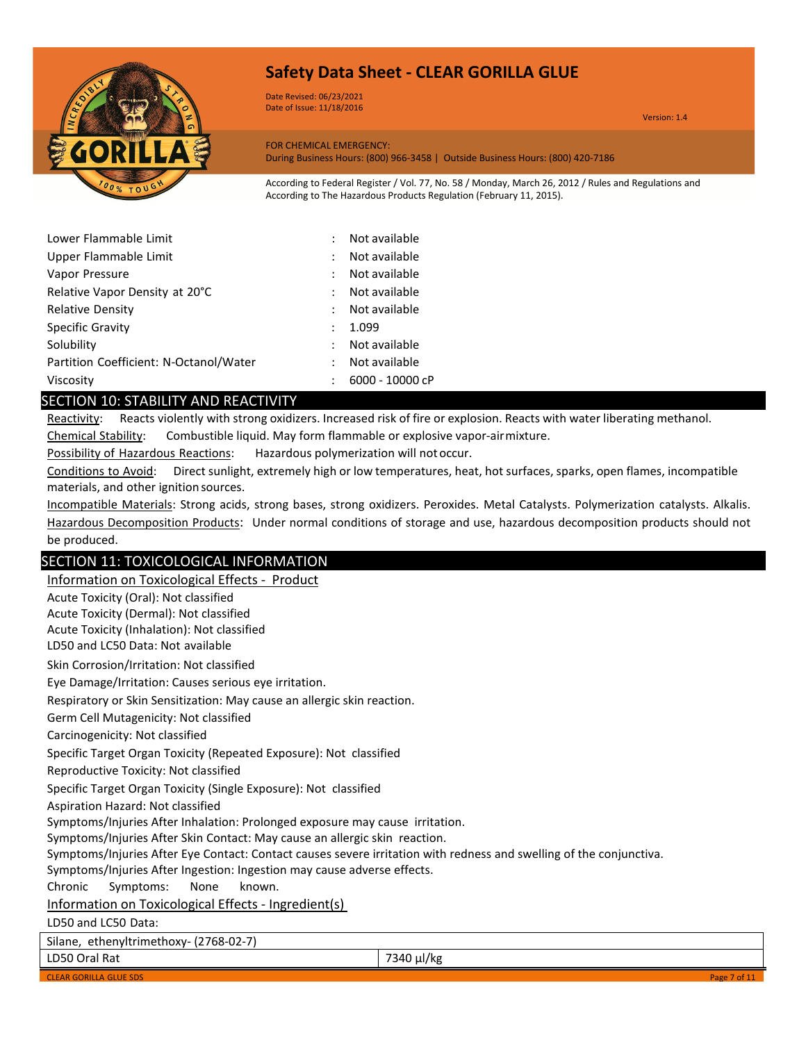| | | |
|---|---|---|
| Lower Flammable Limit | : | Not available |
| Upper Flammable Limit | : | Not available |
| Vapor Pressure | : | Not available |
| Relative Vapor Density at 20°C | : | Not available |
| Relative Density | : | Not available |
| Specific Gravity | : | 1.099 |
| Solubility | : | Not available |
| Partition Coefficient: N-Octanol/Water | : | Not available |
| Viscosity | : | 6000 - 10000 cP |

## SECTION 10: STABILITY AND REACTIVITY

Reactivity: Reacts violently with strong oxidizers. Increased risk of fire or explosion. Reacts with water liberating methanol.

Chemical Stability: Combustible liquid. May form flammable or explosive vapor-air mixture.

Possibility of Hazardous Reactions: Hazardous polymerization will not occur.

Conditions to Avoid: Direct sunlight, extremely high or low temperatures, heat, hot surfaces, sparks, open flames, incompatible materials, and other ignition sources.

Incompatible Materials: Strong acids, strong bases, strong oxidizers. Peroxides. Metal Catalysts. Polymerization catalysts. Alkalis.

Hazardous Decomposition Products: Under normal conditions of storage and use, hazardous decomposition products should not be produced.

## SECTION 11: TOXICOLOGICAL INFORMATION

Information on Toxicological Effects - Product

Acute Toxicity (Oral): Not classified

Acute Toxicity (Dermal): Not classified

Acute Toxicity (Inhalation): Not classified

LD50 and LC50 Data: Not available

Skin Corrosion/Irritation: Not classified

Eye Damage/Irritation: Causes serious eye irritation.

Respiratory or Skin Sensitization: May cause an allergic skin reaction.

Germ Cell Mutagenicity: Not classified

Carcinogenicity: Not classified

Specific Target Organ Toxicity (Repeated Exposure): Not classified

Reproductive Toxicity: Not classified

Specific Target Organ Toxicity (Single Exposure): Not classified

Aspiration Hazard: Not classified

Symptoms/Injuries After Inhalation: Prolonged exposure may cause irritation.

Symptoms/Injuries After Skin Contact: May cause an allergic skin reaction.

Symptoms/Injuries After Eye Contact: Contact causes severe irritation with redness and swelling of the conjunctiva.

Symptoms/Injuries After Ingestion: Ingestion may cause adverse effects.

Chronic Symptoms: None known.

Information on Toxicological Effects - Ingredient(s)

LD50 and LC50 Data:

| Silane, ethenyltrimethoxy- (2768-02-7) | |
|---|---|
| LD50 Oral Rat | 7340 µl/kg |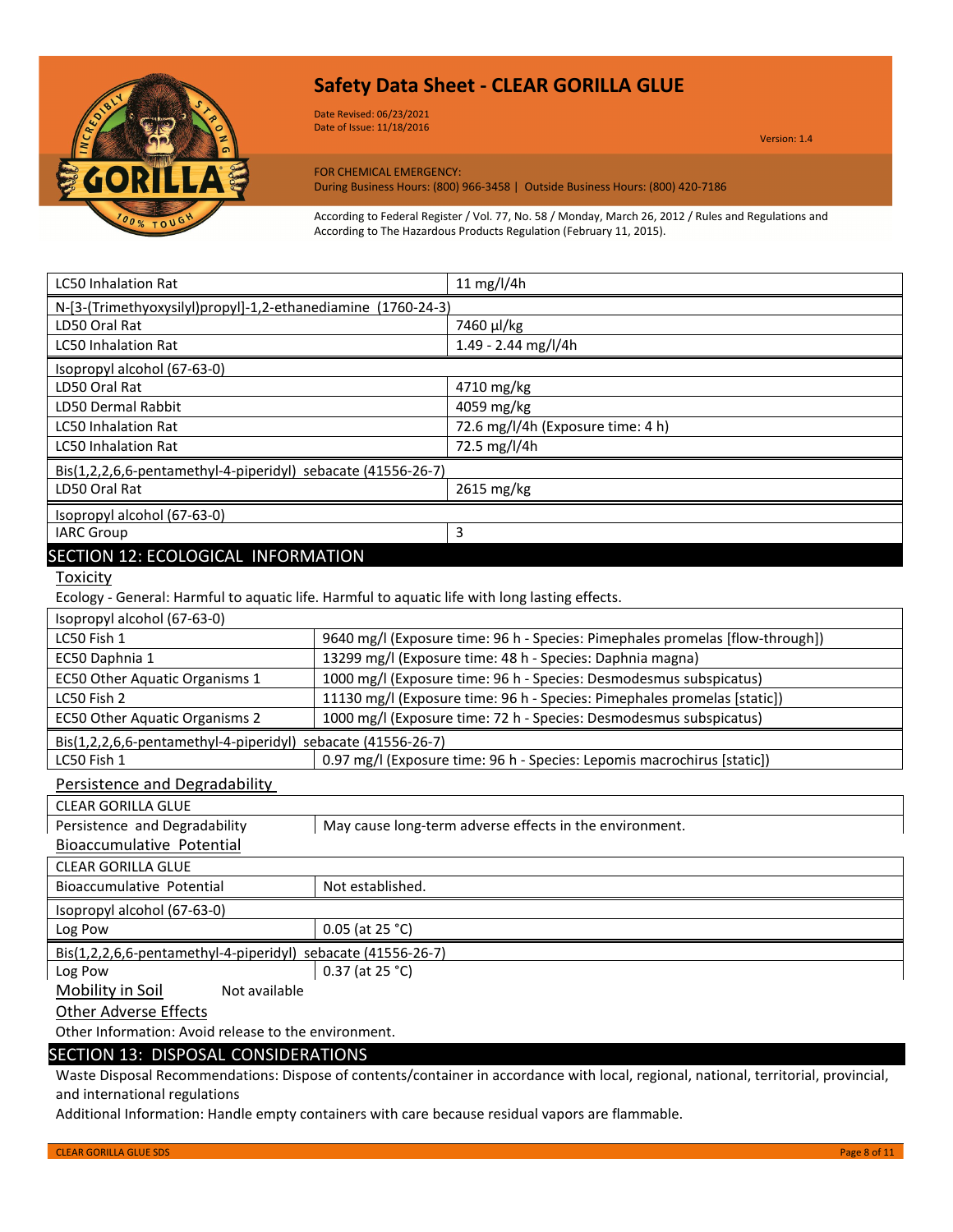| | |
|---|---|
| LC50 Inhalation Rat | 11 mg/l/4h |
| N-[3-(Trimethyoxysilyl)propyl]-1,2-ethanediamine (1760-24-3) | |
| LD50 Oral Rat | 7460 µl/kg |
| LC50 Inhalation Rat | 1.49 - 2.44 mg/l/4h |
| Isopropyl alcohol (67-63-0) | |
| LD50 Oral Rat | 4710 mg/kg |
| LD50 Dermal Rabbit | 4059 mg/kg |
| LC50 Inhalation Rat | 72.6 mg/l/4h (Exposure time: 4 h) |
| LC50 Inhalation Rat | 72.5 mg/l/4h |
| Bis(1,2,2,6,6-pentamethyl-4-piperidyl) sebacate (41556-26-7) | |
| LD50 Oral Rat | 2615 mg/kg |
| Isopropyl alcohol (67-63-0) | |
| IARC Group | 3 |

## SECTION 12: ECOLOGICAL INFORMATION

### Toxicity

Ecology - General: Harmful to aquatic life. Harmful to aquatic life with long lasting effects.

| | |
|---|---|
| Isopropyl alcohol (67-63-0) | |
| LC50 Fish 1 | 9640 mg/l (Exposure time: 96 h - Species: Pimephales promelas [flow-through]) |
| EC50 Daphnia 1 | 13299 mg/l (Exposure time: 48 h - Species: Daphnia magna) |
| EC50 Other Aquatic Organisms 1 | 1000 mg/l (Exposure time: 96 h - Species: Desmodesmus subspicatus) |
| LC50 Fish 2 | 11130 mg/l (Exposure time: 96 h - Species: Pimephales promelas [static]) |
| EC50 Other Aquatic Organisms 2 | 1000 mg/l (Exposure time: 72 h - Species: Desmodesmus subspicatus) |
| Bis(1,2,2,6,6-pentamethyl-4-piperidyl) sebacate (41556-26-7) | |
| LC50 Fish 1 | 0.97 mg/l (Exposure time: 96 h - Species: Lepomis macrochirus [static]) |

### Persistence and Degradability

| | |
|---|---|
| CLEAR GORILLA GLUE | |
| Persistence and Degradability | May cause long-term adverse effects in the environment. |

### Bioaccumulative Potential

| | |
|---|---|
| CLEAR GORILLA GLUE | |
| Bioaccumulative Potential | Not established. |
| Isopropyl alcohol (67-63-0) | |
| Log Pow | 0.05 (at 25 °C) |
| Bis(1,2,2,6,6-pentamethyl-4-piperidyl) sebacate (41556-26-7) | |
| Log Pow | 0.37 (at 25 °C) |

### Mobility in Soil

Not available

### Other Adverse Effects

Other Information: Avoid release to the environment.

## SECTION 13: DISPOSAL CONSIDERATIONS

Waste Disposal Recommendations: Dispose of contents/container in accordance with local, regional, national, territorial, provincial, and international regulations

Additional Information: Handle empty containers with care because residual vapors are flammable.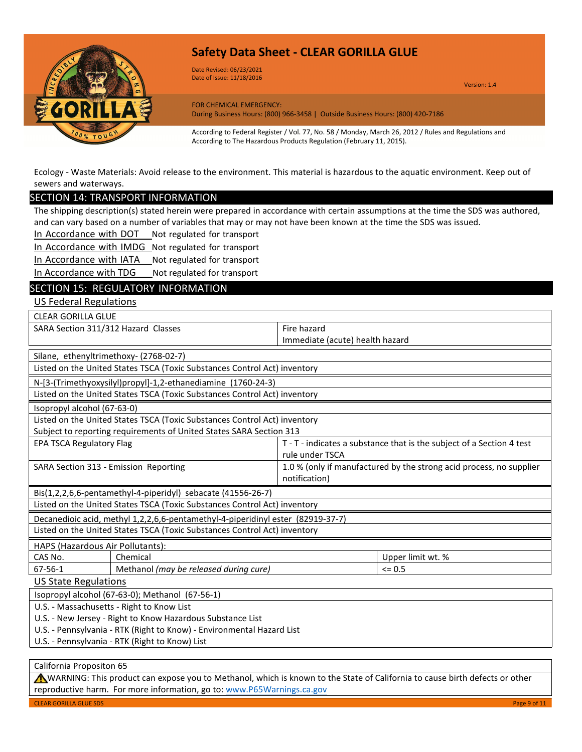Ecology - Waste Materials: Avoid release to the environment. This material is hazardous to the aquatic environment. Keep out of sewers and waterways.

## SECTION 14: TRANSPORT INFORMATION

The shipping description(s) stated herein were prepared in accordance with certain assumptions at the time the SDS was authored, and can vary based on a number of variables that may or may not have been known at the time the SDS was issued.

In Accordance with DOT Not regulated for transport

In Accordance with IMDG Not regulated for transport

In Accordance with IATA Not regulated for transport

In Accordance with TDG Not regulated for transport

## SECTION 15: REGULATORY INFORMATION

### US Federal Regulations

| CLEAR GORILLA GLUE | |
|---|---|
| SARA Section 311/312 Hazard Classes | Fire hazard<br>Immediate (acute) health hazard |

| Silane, ethenyltrimethoxy- (2768-02-7) |
|---|
| Listed on the United States TSCA (Toxic Substances Control Act) inventory |

| N-[3-(Trimethyoxysilyl)propyl]-1,2-ethanediamine (1760-24-3) |
|---|
| Listed on the United States TSCA (Toxic Substances Control Act) inventory |

| Isopropyl alcohol (67-63-0) | |
|---|---|
| Listed on the United States TSCA (Toxic Substances Control Act) inventory<br>Subject to reporting requirements of United States SARA Section 313 | |
| EPA TSCA Regulatory Flag | T - T - indicates a substance that is the subject of a Section 4 test rule under TSCA |
| SARA Section 313 - Emission Reporting | 1.0 % (only if manufactured by the strong acid process, no supplier notification) |

| Bis(1,2,2,6,6-pentamethyl-4-piperidyl) sebacate (41556-26-7) |
|---|
| Listed on the United States TSCA (Toxic Substances Control Act) inventory |

| Decanedioic acid, methyl 1,2,2,6,6-pentamethyl-4-piperidinyl ester (82919-37-7) |
|---|
| Listed on the United States TSCA (Toxic Substances Control Act) inventory |

| HAPS (Hazardous Air Pollutants): | | |
|---|---|---|
| CAS No. | Chemical | Upper limit wt. % |
| 67-56-1 | Methanol *(may be released during cure)* | <= 0.5 |

### US State Regulations

| Isopropyl alcohol (67-63-0); Methanol (67-56-1) |
|---|
| U.S. - Massachusetts - Right to Know List<br>U.S. - New Jersey - Right to Know Hazardous Substance List<br>U.S. - Pennsylvania - RTK (Right to Know) - Environmental Hazard List<br>U.S. - Pennsylvania - RTK (Right to Know) List |

| California Propositon 65 |
|---|
| ⚠WARNING: This product can expose you to Methanol, which is known to the State of California to cause birth defects or other reproductive harm. For more information, go to: www.P65Warnings.ca.gov |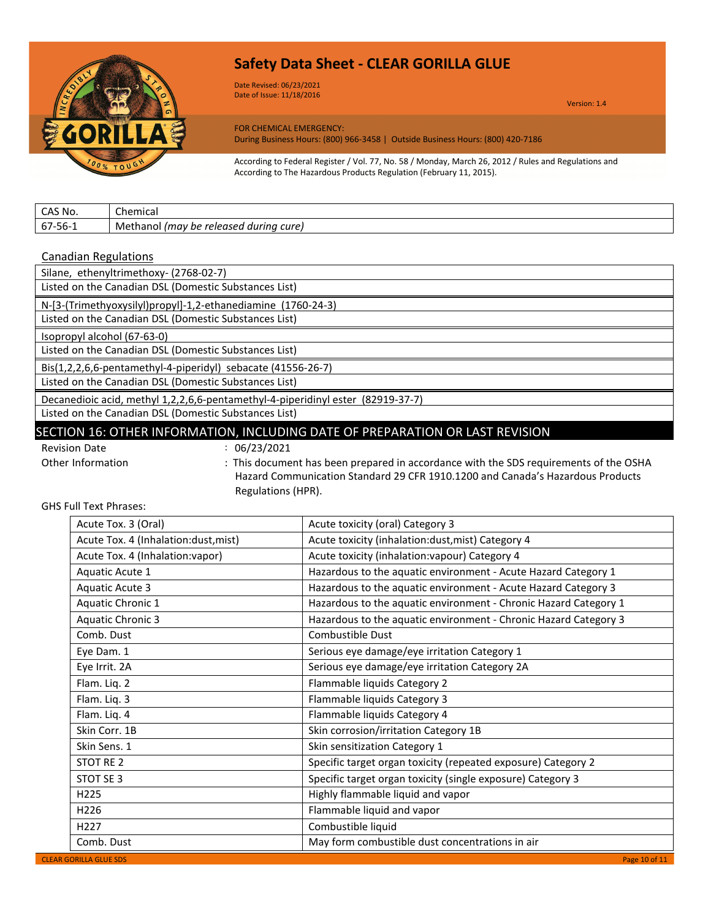| CAS No. | Chemical |
| --- | --- |
| 67-56-1 | Methanol *(may be released during cure)* |

Canadian Regulations

| Silane, ethenyltrimethoxy- (2768-02-7) |
| --- |
| Listed on the Canadian DSL (Domestic Substances List) |

| N-[3-(Trimethyoxysilyl)propyl]-1,2-ethanediamine (1760-24-3) |
| --- |
| Listed on the Canadian DSL (Domestic Substances List) |

| Isopropyl alcohol (67-63-0) |
| --- |
| Listed on the Canadian DSL (Domestic Substances List) |

| Bis(1,2,2,6,6-pentamethyl-4-piperidyl) sebacate (41556-26-7) |
| --- |
| Listed on the Canadian DSL (Domestic Substances List) |

| Decanedioic acid, methyl 1,2,2,6,6-pentamethyl-4-piperidinyl ester (82919-37-7) |
| --- |
| Listed on the Canadian DSL (Domestic Substances List) |

## SECTION 16: OTHER INFORMATION, INCLUDING DATE OF PREPARATION OR LAST REVISION

Revision Date : 06/23/2021

Other Information : This document has been prepared in accordance with the SDS requirements of the OSHA Hazard Communication Standard 29 CFR 1910.1200 and Canada's Hazardous Products Regulations (HPR).

GHS Full Text Phrases:

| | |
| --- | --- |
| Acute Tox. 3 (Oral) | Acute toxicity (oral) Category 3 |
| Acute Tox. 4 (Inhalation:dust,mist) | Acute toxicity (inhalation:dust,mist) Category 4 |
| Acute Tox. 4 (Inhalation:vapor) | Acute toxicity (inhalation:vapour) Category 4 |
| Aquatic Acute 1 | Hazardous to the aquatic environment - Acute Hazard Category 1 |
| Aquatic Acute 3 | Hazardous to the aquatic environment - Acute Hazard Category 3 |
| Aquatic Chronic 1 | Hazardous to the aquatic environment - Chronic Hazard Category 1 |
| Aquatic Chronic 3 | Hazardous to the aquatic environment - Chronic Hazard Category 3 |
| Comb. Dust | Combustible Dust |
| Eye Dam. 1 | Serious eye damage/eye irritation Category 1 |
| Eye Irrit. 2A | Serious eye damage/eye irritation Category 2A |
| Flam. Liq. 2 | Flammable liquids Category 2 |
| Flam. Liq. 3 | Flammable liquids Category 3 |
| Flam. Liq. 4 | Flammable liquids Category 4 |
| Skin Corr. 1B | Skin corrosion/irritation Category 1B |
| Skin Sens. 1 | Skin sensitization Category 1 |
| STOT RE 2 | Specific target organ toxicity (repeated exposure) Category 2 |
| STOT SE 3 | Specific target organ toxicity (single exposure) Category 3 |
| H225 | Highly flammable liquid and vapor |
| H226 | Flammable liquid and vapor |
| H227 | Combustible liquid |
| Comb. Dust | May form combustible dust concentrations in air |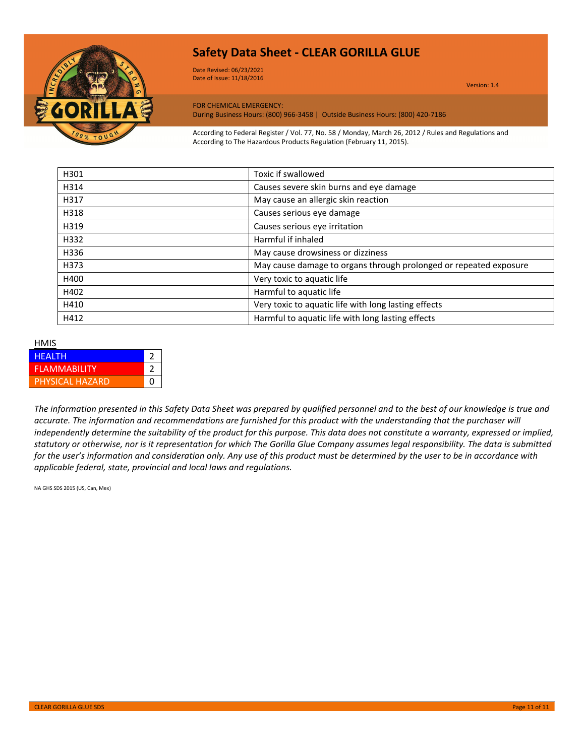# Safety Data Sheet - CLEAR GORILLA GLUE

Date Revised: 06/23/2021
Date of Issue: 11/18/2016

Version: 1.4

FOR CHEMICAL EMERGENCY:
During Business Hours: (800) 966-3458 | Outside Business Hours: (800) 420-7186

According to Federal Register / Vol. 77, No. 58 / Monday, March 26, 2012 / Rules and Regulations and According to The Hazardous Products Regulation (February 11, 2015).

| | |
|---|---|
| H301 | Toxic if swallowed |
| H314 | Causes severe skin burns and eye damage |
| H317 | May cause an allergic skin reaction |
| H318 | Causes serious eye damage |
| H319 | Causes serious eye irritation |
| H332 | Harmful if inhaled |
| H336 | May cause drowsiness or dizziness |
| H373 | May cause damage to organs through prolonged or repeated exposure |
| H400 | Very toxic to aquatic life |
| H402 | Harmful to aquatic life |
| H410 | Very toxic to aquatic life with long lasting effects |
| H412 | Harmful to aquatic life with long lasting effects |

HMIS

| | |
|---|---|
| HEALTH | 2 |
| FLAMMABILITY | 2 |
| PHYSICAL HAZARD | 0 |

*The information presented in this Safety Data Sheet was prepared by qualified personnel and to the best of our knowledge is true and accurate. The information and recommendations are furnished for this product with the understanding that the purchaser will independently determine the suitability of the product for this purpose. This data does not constitute a warranty, expressed or implied, statutory or otherwise, nor is it representation for which The Gorilla Glue Company assumes legal responsibility. The data is submitted for the user's information and consideration only. Any use of this product must be determined by the user to be in accordance with applicable federal, state, provincial and local laws and regulations.*

NA GHS SDS 2015 (US, Can, Mex)